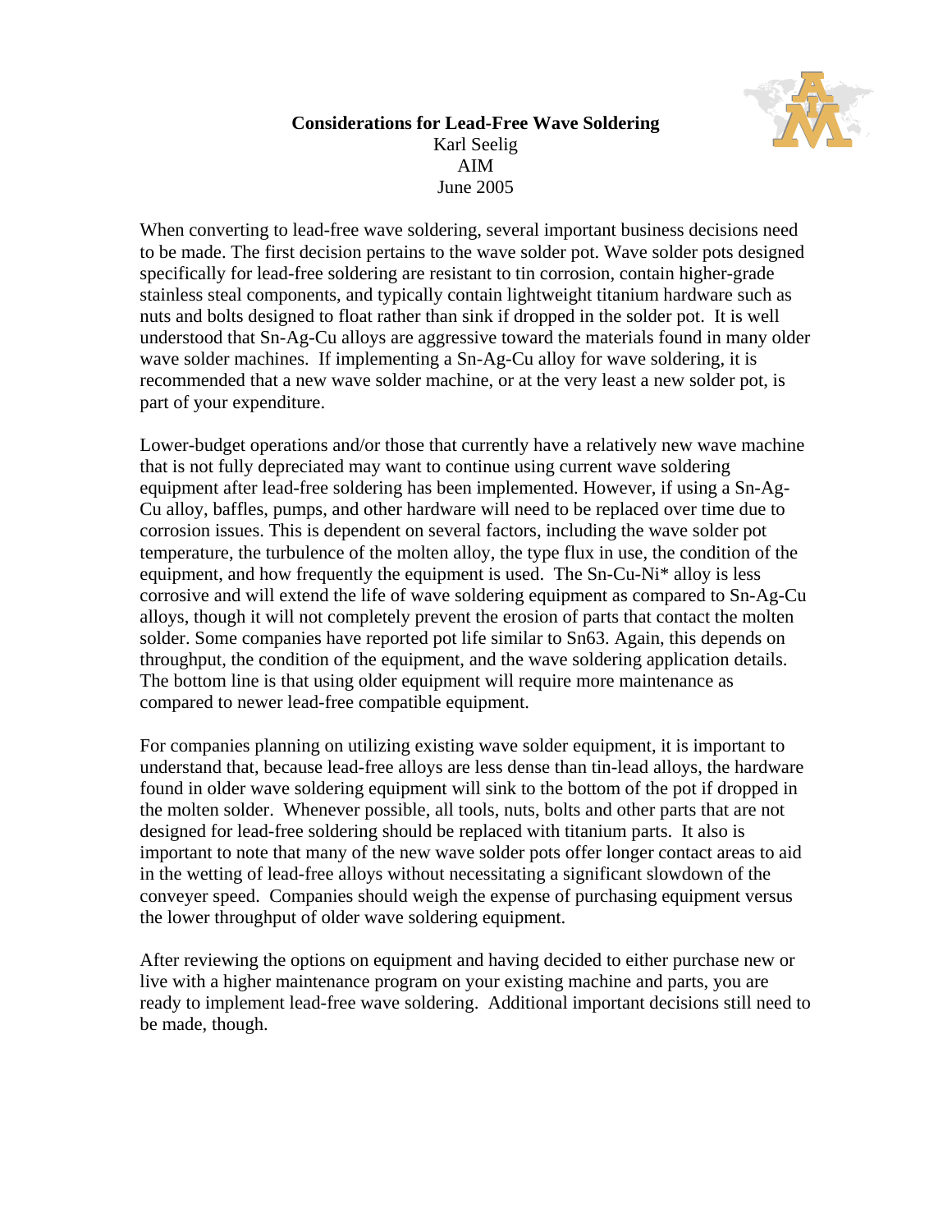# Considerations for Lead-Free Wave Soldering

Karl Seelig
AIM
June 2005

When converting to lead-free wave soldering, several important business decisions need to be made. The first decision pertains to the wave solder pot. Wave solder pots designed specifically for lead-free soldering are resistant to tin corrosion, contain higher-grade stainless steal components, and typically contain lightweight titanium hardware such as nuts and bolts designed to float rather than sink if dropped in the solder pot. It is well understood that Sn-Ag-Cu alloys are aggressive toward the materials found in many older wave solder machines. If implementing a Sn-Ag-Cu alloy for wave soldering, it is recommended that a new wave solder machine, or at the very least a new solder pot, is part of your expenditure.

Lower-budget operations and/or those that currently have a relatively new wave machine that is not fully depreciated may want to continue using current wave soldering equipment after lead-free soldering has been implemented. However, if using a Sn-Ag-Cu alloy, baffles, pumps, and other hardware will need to be replaced over time due to corrosion issues. This is dependent on several factors, including the wave solder pot temperature, the turbulence of the molten alloy, the type flux in use, the condition of the equipment, and how frequently the equipment is used. The Sn-Cu-Ni* alloy is less corrosive and will extend the life of wave soldering equipment as compared to Sn-Ag-Cu alloys, though it will not completely prevent the erosion of parts that contact the molten solder. Some companies have reported pot life similar to Sn63. Again, this depends on throughput, the condition of the equipment, and the wave soldering application details. The bottom line is that using older equipment will require more maintenance as compared to newer lead-free compatible equipment.

For companies planning on utilizing existing wave solder equipment, it is important to understand that, because lead-free alloys are less dense than tin-lead alloys, the hardware found in older wave soldering equipment will sink to the bottom of the pot if dropped in the molten solder. Whenever possible, all tools, nuts, bolts and other parts that are not designed for lead-free soldering should be replaced with titanium parts. It also is important to note that many of the new wave solder pots offer longer contact areas to aid in the wetting of lead-free alloys without necessitating a significant slowdown of the conveyer speed. Companies should weigh the expense of purchasing equipment versus the lower throughput of older wave soldering equipment.

After reviewing the options on equipment and having decided to either purchase new or live with a higher maintenance program on your existing machine and parts, you are ready to implement lead-free wave soldering. Additional important decisions still need to be made, though.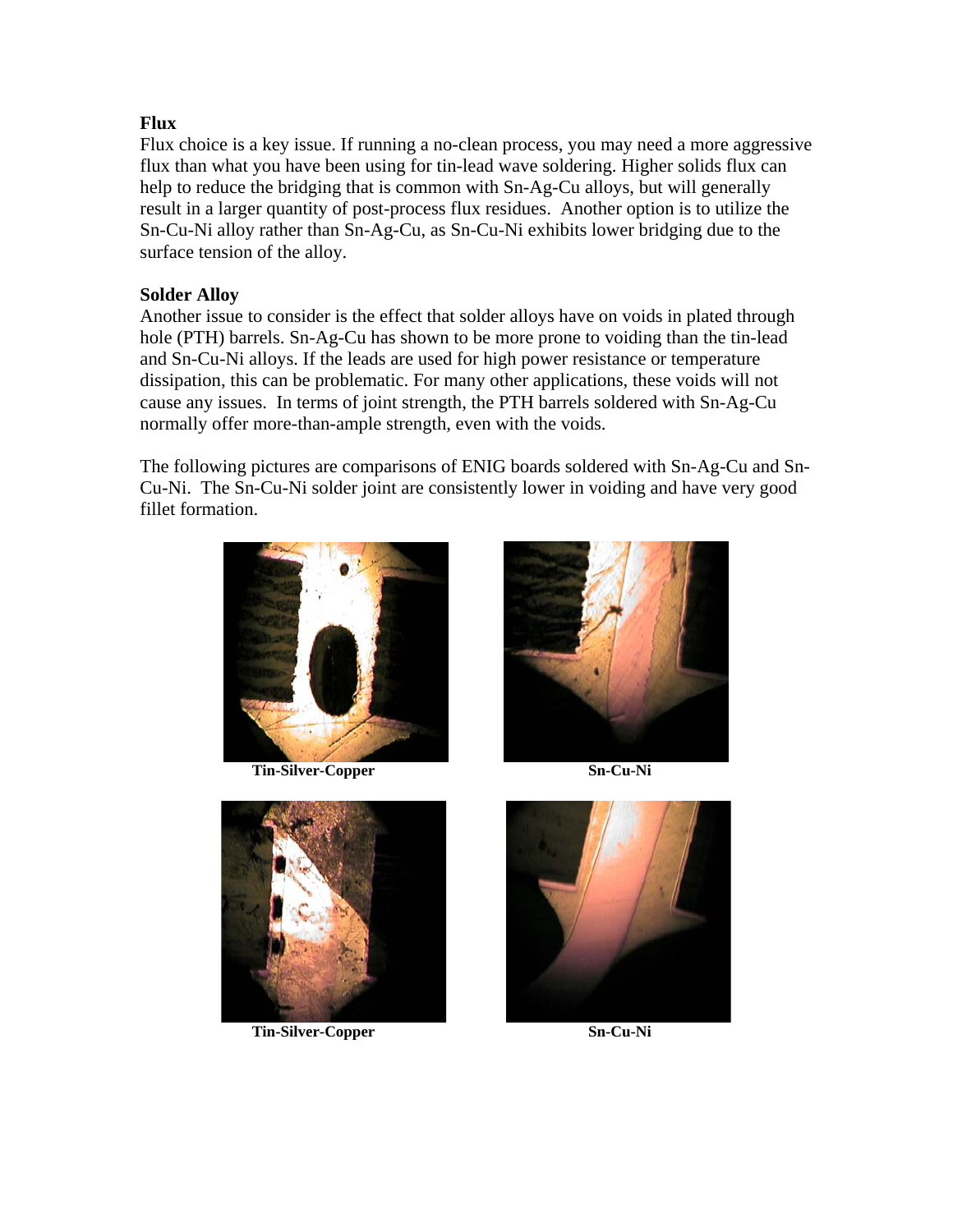**Flux**

Flux choice is a key issue. If running a no-clean process, you may need a more aggressive flux than what you have been using for tin-lead wave soldering. Higher solids flux can help to reduce the bridging that is common with Sn-Ag-Cu alloys, but will generally result in a larger quantity of post-process flux residues. Another option is to utilize the Sn-Cu-Ni alloy rather than Sn-Ag-Cu, as Sn-Cu-Ni exhibits lower bridging due to the surface tension of the alloy.

**Solder Alloy**

Another issue to consider is the effect that solder alloys have on voids in plated through hole (PTH) barrels. Sn-Ag-Cu has shown to be more prone to voiding than the tin-lead and Sn-Cu-Ni alloys. If the leads are used for high power resistance or temperature dissipation, this can be problematic. For many other applications, these voids will not cause any issues. In terms of joint strength, the PTH barrels soldered with Sn-Ag-Cu normally offer more-than-ample strength, even with the voids.

The following pictures are comparisons of ENIG boards soldered with Sn-Ag-Cu and Sn-Cu-Ni. The Sn-Cu-Ni solder joint are consistently lower in voiding and have very good fillet formation.

**Tin-Silver-Copper**

**Sn-Cu-Ni**

**Tin-Silver-Copper**

**Sn-Cu-Ni**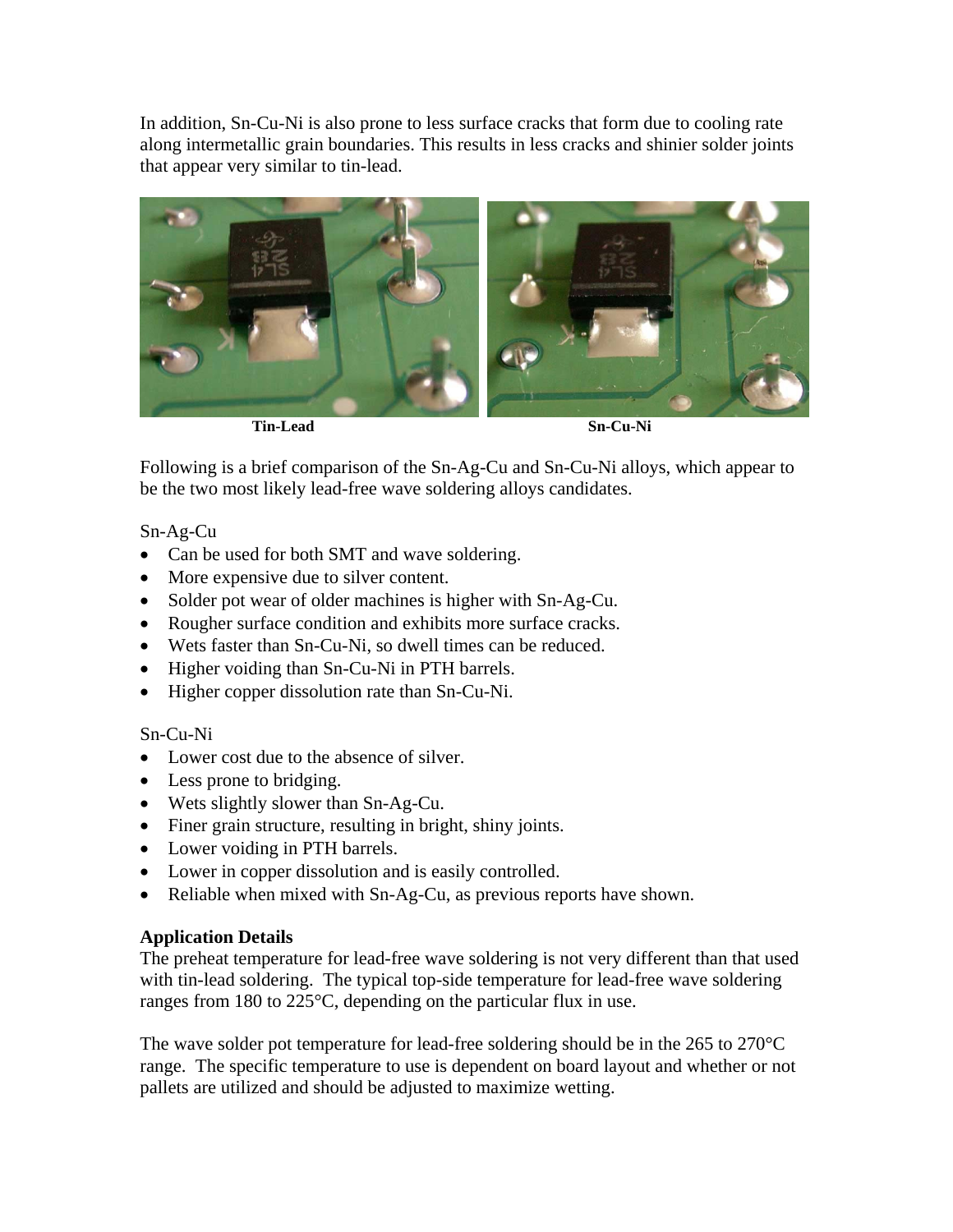In addition, Sn-Cu-Ni is also prone to less surface cracks that form due to cooling rate along intermetallic grain boundaries. This results in less cracks and shinier solder joints that appear very similar to tin-lead.

**Tin-Lead** **Sn-Cu-Ni**

Following is a brief comparison of the Sn-Ag-Cu and Sn-Cu-Ni alloys, which appear to be the two most likely lead-free wave soldering alloys candidates.

Sn-Ag-Cu

- Can be used for both SMT and wave soldering.
- More expensive due to silver content.
- Solder pot wear of older machines is higher with Sn-Ag-Cu.
- Rougher surface condition and exhibits more surface cracks.
- Wets faster than Sn-Cu-Ni, so dwell times can be reduced.
- Higher voiding than Sn-Cu-Ni in PTH barrels.
- Higher copper dissolution rate than Sn-Cu-Ni.

Sn-Cu-Ni

- Lower cost due to the absence of silver.
- Less prone to bridging.
- Wets slightly slower than Sn-Ag-Cu.
- Finer grain structure, resulting in bright, shiny joints.
- Lower voiding in PTH barrels.
- Lower in copper dissolution and is easily controlled.
- Reliable when mixed with Sn-Ag-Cu, as previous reports have shown.

**Application Details**

The preheat temperature for lead-free wave soldering is not very different than that used with tin-lead soldering. The typical top-side temperature for lead-free wave soldering ranges from 180 to 225°C, depending on the particular flux in use.

The wave solder pot temperature for lead-free soldering should be in the 265 to 270°C range. The specific temperature to use is dependent on board layout and whether or not pallets are utilized and should be adjusted to maximize wetting.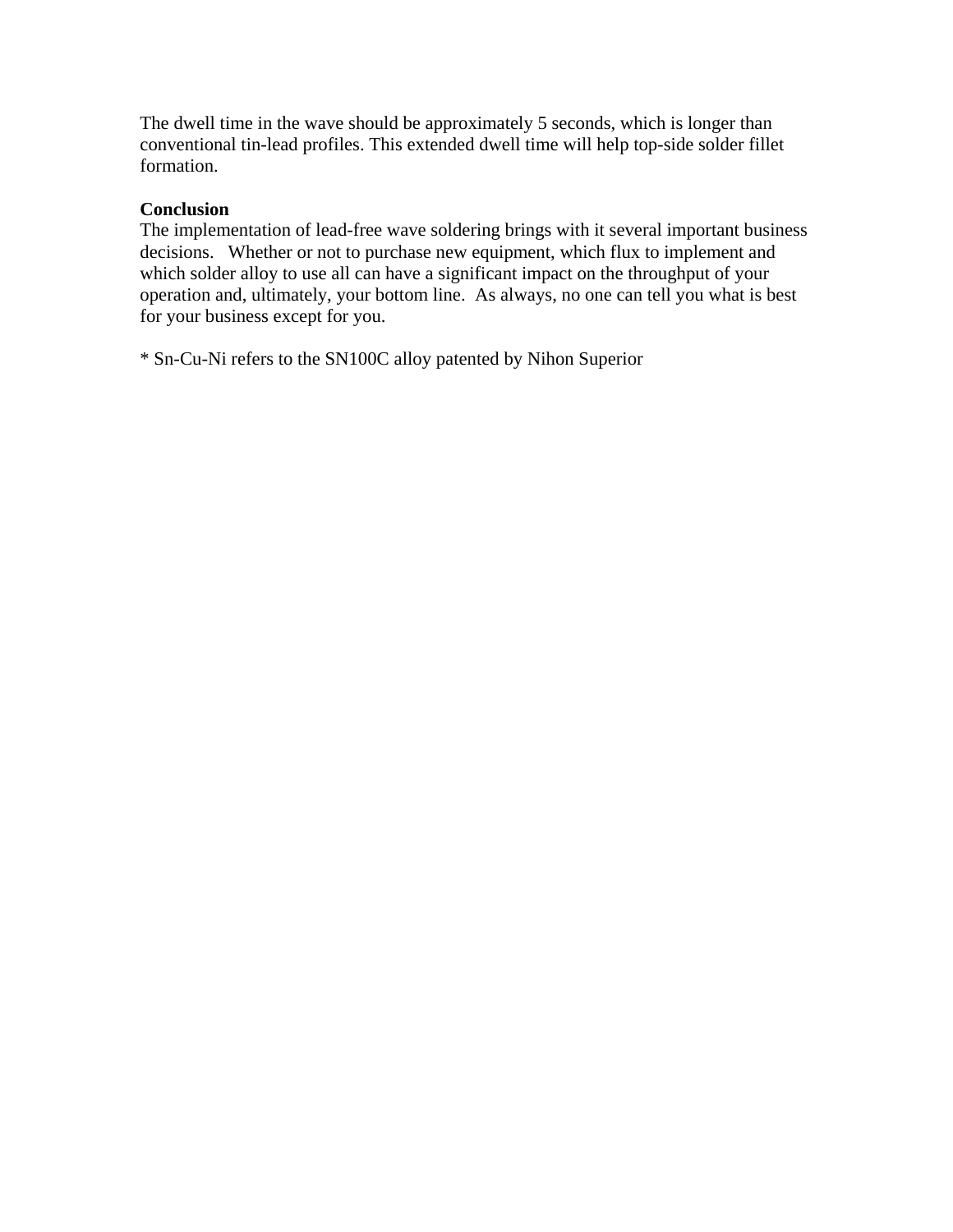The dwell time in the wave should be approximately 5 seconds, which is longer than conventional tin-lead profiles. This extended dwell time will help top-side solder fillet formation.

**Conclusion**

The implementation of lead-free wave soldering brings with it several important business decisions. Whether or not to purchase new equipment, which flux to implement and which solder alloy to use all can have a significant impact on the throughput of your operation and, ultimately, your bottom line. As always, no one can tell you what is best for your business except for you.

* Sn-Cu-Ni refers to the SN100C alloy patented by Nihon Superior